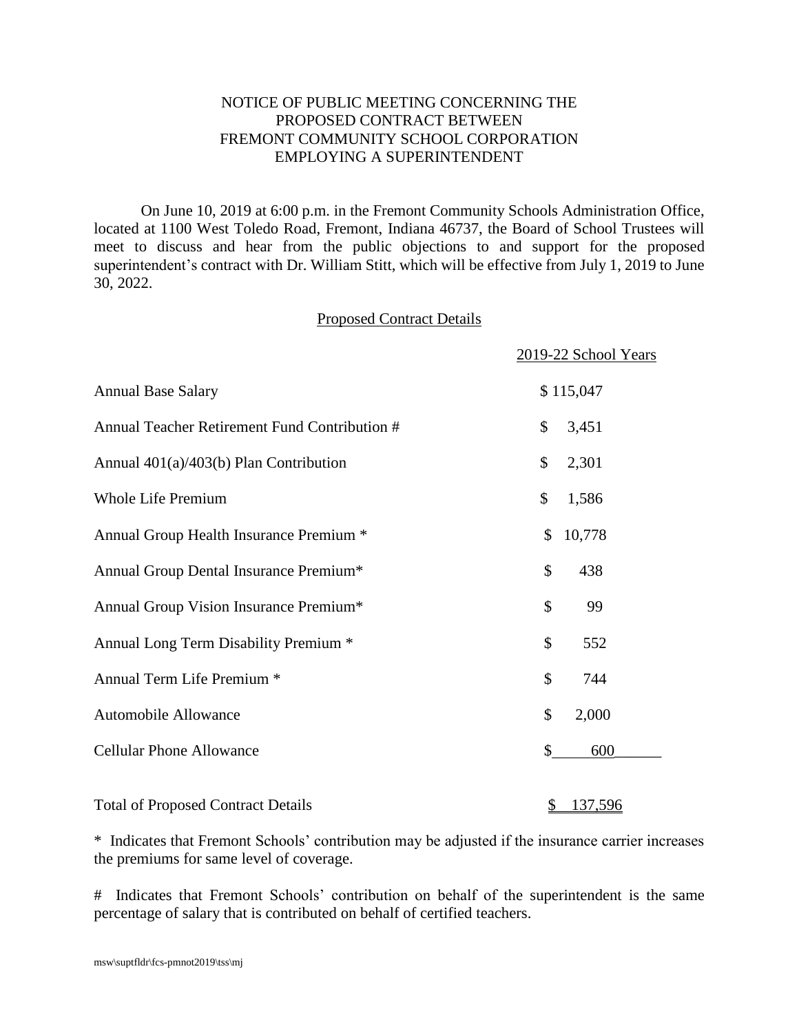# NOTICE OF PUBLIC MEETING CONCERNING THE PROPOSED CONTRACT BETWEEN FREMONT COMMUNITY SCHOOL CORPORATION EMPLOYING A SUPERINTENDENT

On June 10, 2019 at 6:00 p.m. in the Fremont Community Schools Administration Office, located at 1100 West Toledo Road, Fremont, Indiana 46737, the Board of School Trustees will meet to discuss and hear from the public objections to and support for the proposed superintendent's contract with Dr. William Stitt, which will be effective from July 1, 2019 to June 30, 2022.

## Proposed Contract Details

| | 2019-22 School Years |
|---|---|
| Annual Base Salary | $ 115,047 |
| Annual Teacher Retirement Fund Contribution # | $ 3,451 |
| Annual 401(a)/403(b) Plan Contribution | $ 2,301 |
| Whole Life Premium | $ 1,586 |
| Annual Group Health Insurance Premium * | $ 10,778 |
| Annual Group Dental Insurance Premium* | $ 438 |
| Annual Group Vision Insurance Premium* | $ 99 |
| Annual Long Term Disability Premium * | $ 552 |
| Annual Term Life Premium * | $ 744 |
| Automobile Allowance | $ 2,000 |
| Cellular Phone Allowance | $ 600 |
| Total of Proposed Contract Details | $ 137,596 |

* Indicates that Fremont Schools' contribution may be adjusted if the insurance carrier increases the premiums for same level of coverage.

# Indicates that Fremont Schools' contribution on behalf of the superintendent is the same percentage of salary that is contributed on behalf of certified teachers.

msw\suptfldr\fcs-pmnot2019\tss\mj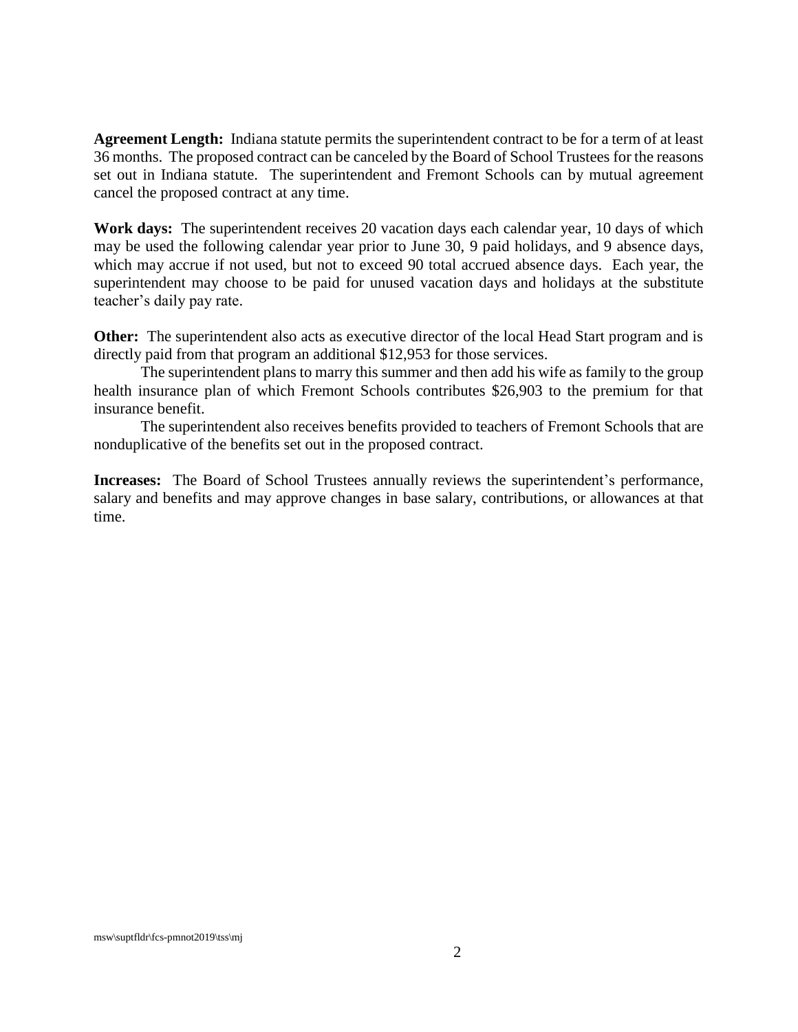**Agreement Length:** Indiana statute permits the superintendent contract to be for a term of at least 36 months. The proposed contract can be canceled by the Board of School Trustees for the reasons set out in Indiana statute. The superintendent and Fremont Schools can by mutual agreement cancel the proposed contract at any time.

**Work days:** The superintendent receives 20 vacation days each calendar year, 10 days of which may be used the following calendar year prior to June 30, 9 paid holidays, and 9 absence days, which may accrue if not used, but not to exceed 90 total accrued absence days. Each year, the superintendent may choose to be paid for unused vacation days and holidays at the substitute teacher's daily pay rate.

**Other:** The superintendent also acts as executive director of the local Head Start program and is directly paid from that program an additional $12,953 for those services.

The superintendent plans to marry this summer and then add his wife as family to the group health insurance plan of which Fremont Schools contributes $26,903 to the premium for that insurance benefit.

The superintendent also receives benefits provided to teachers of Fremont Schools that are nonduplicative of the benefits set out in the proposed contract.

**Increases:** The Board of School Trustees annually reviews the superintendent's performance, salary and benefits and may approve changes in base salary, contributions, or allowances at that time.

msw\suptfldr\fcs-pmnot2019\tss\mj